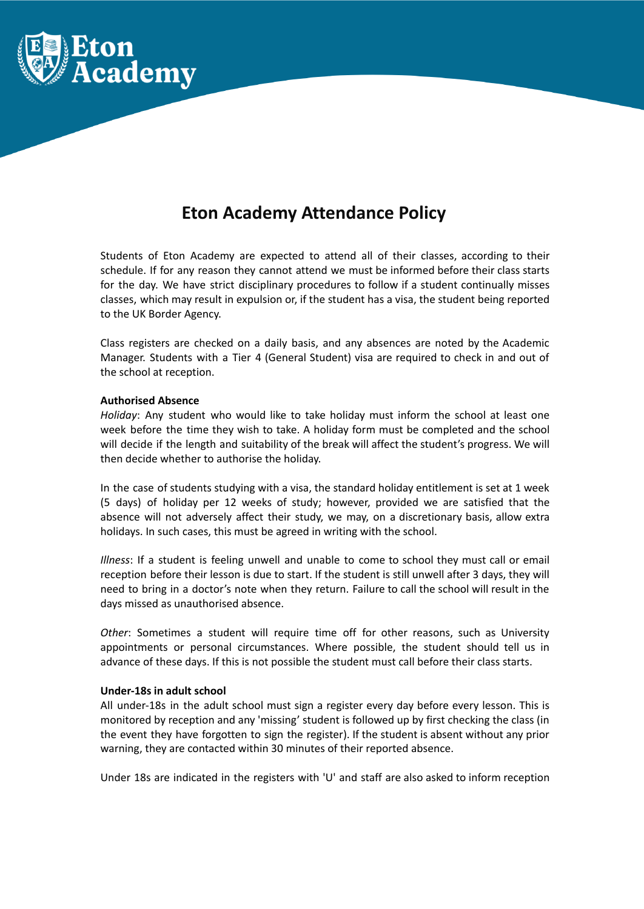# Eton Academy Attendance Policy

Students of Eton Academy are expected to attend all of their classes, according to their schedule. If for any reason they cannot attend we must be informed before their class starts for the day. We have strict disciplinary procedures to follow if a student continually misses classes, which may result in expulsion or, if the student has a visa, the student being reported to the UK Border Agency.

Class registers are checked on a daily basis, and any absences are noted by the Academic Manager. Students with a Tier 4 (General Student) visa are required to check in and out of the school at reception.

**Authorised Absence**

*Holiday*: Any student who would like to take holiday must inform the school at least one week before the time they wish to take. A holiday form must be completed and the school will decide if the length and suitability of the break will affect the student's progress. We will then decide whether to authorise the holiday.

In the case of students studying with a visa, the standard holiday entitlement is set at 1 week (5 days) of holiday per 12 weeks of study; however, provided we are satisfied that the absence will not adversely affect their study, we may, on a discretionary basis, allow extra holidays. In such cases, this must be agreed in writing with the school.

*Illness*: If a student is feeling unwell and unable to come to school they must call or email reception before their lesson is due to start. If the student is still unwell after 3 days, they will need to bring in a doctor's note when they return. Failure to call the school will result in the days missed as unauthorised absence.

*Other*: Sometimes a student will require time off for other reasons, such as University appointments or personal circumstances. Where possible, the student should tell us in advance of these days. If this is not possible the student must call before their class starts.

**Under-18s in adult school**

All under-18s in the adult school must sign a register every day before every lesson. This is monitored by reception and any 'missing' student is followed up by first checking the class (in the event they have forgotten to sign the register). If the student is absent without any prior warning, they are contacted within 30 minutes of their reported absence.

Under 18s are indicated in the registers with 'U' and staff are also asked to inform reception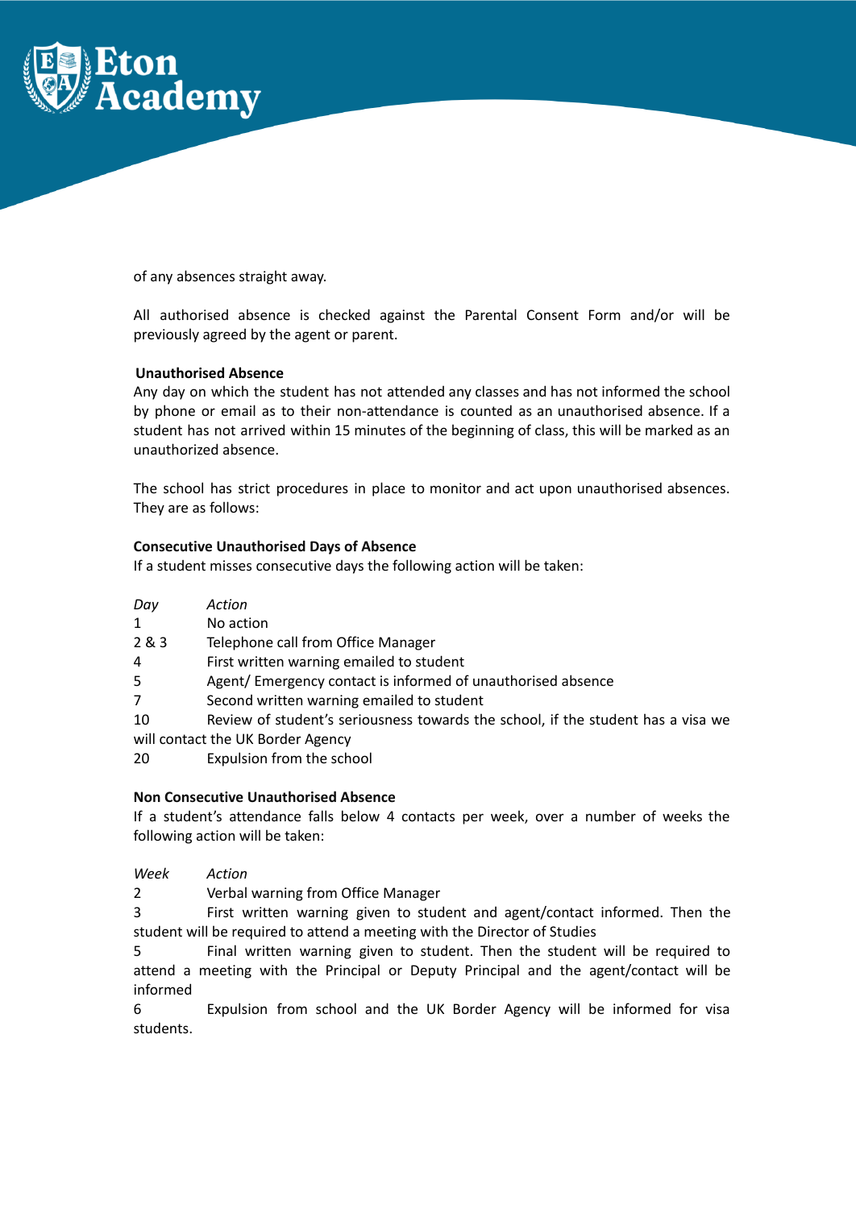of any absences straight away.

All authorised absence is checked against the Parental Consent Form and/or will be previously agreed by the agent or parent.

**Unauthorised Absence**

Any day on which the student has not attended any classes and has not informed the school by phone or email as to their non-attendance is counted as an unauthorised absence. If a student has not arrived within 15 minutes of the beginning of class, this will be marked as an unauthorized absence.

The school has strict procedures in place to monitor and act upon unauthorised absences. They are as follows:

**Consecutive Unauthorised Days of Absence**

If a student misses consecutive days the following action will be taken:

| *Day* | *Action* |
| --- | --- |
| 1 | No action |
| 2 & 3 | Telephone call from Office Manager |
| 4 | First written warning emailed to student |
| 5 | Agent/ Emergency contact is informed of unauthorised absence |
| 7 | Second written warning emailed to student |
| 10 | Review of student's seriousness towards the school, if the student has a visa we will contact the UK Border Agency |
| 20 | Expulsion from the school |

**Non Consecutive Unauthorised Absence**

If a student's attendance falls below 4 contacts per week, over a number of weeks the following action will be taken:

| *Week* | *Action* |
| --- | --- |
| 2 | Verbal warning from Office Manager |
| 3 | First written warning given to student and agent/contact informed. Then the student will be required to attend a meeting with the Director of Studies |
| 5 | Final written warning given to student. Then the student will be required to attend a meeting with the Principal or Deputy Principal and the agent/contact will be informed |
| 6 | Expulsion from school and the UK Border Agency will be informed for visa students. |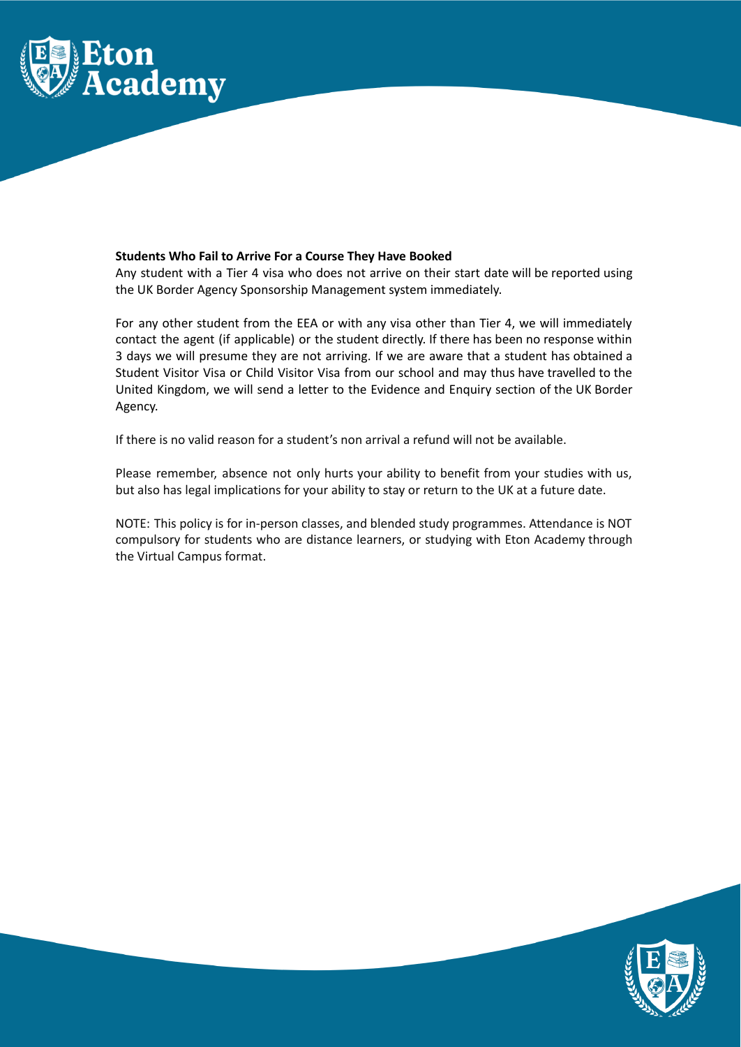**Students Who Fail to Arrive For a Course They Have Booked**

Any student with a Tier 4 visa who does not arrive on their start date will be reported using the UK Border Agency Sponsorship Management system immediately.

For any other student from the EEA or with any visa other than Tier 4, we will immediately contact the agent (if applicable) or the student directly. If there has been no response within 3 days we will presume they are not arriving. If we are aware that a student has obtained a Student Visitor Visa or Child Visitor Visa from our school and may thus have travelled to the United Kingdom, we will send a letter to the Evidence and Enquiry section of the UK Border Agency.

If there is no valid reason for a student's non arrival a refund will not be available.

Please remember, absence not only hurts your ability to benefit from your studies with us, but also has legal implications for your ability to stay or return to the UK at a future date.

NOTE: This policy is for in-person classes, and blended study programmes. Attendance is NOT compulsory for students who are distance learners, or studying with Eton Academy through the Virtual Campus format.